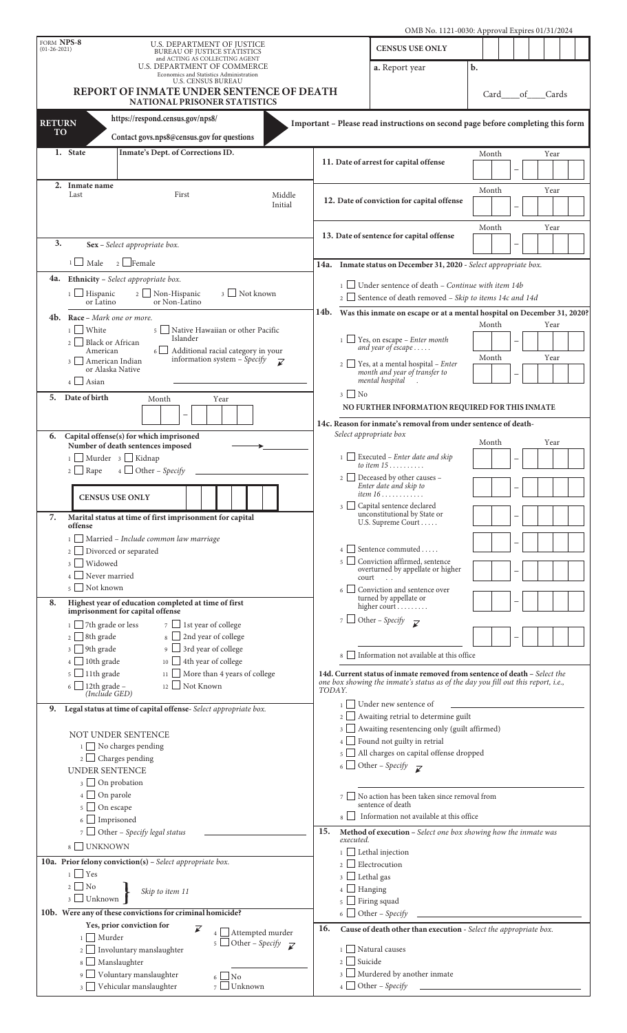OMB No. 1121-0030: Approval Expires 01/31/2024

FORM **NPS-8**
(01-26-2021)

U.S. DEPARTMENT OF JUSTICE
BUREAU OF JUSTICE STATISTICS
and ACTING AS COLLECTING AGENT
U.S. DEPARTMENT OF COMMERCE
Economics and Statistics Administration
U.S. CENSUS BUREAU

# REPORT OF INMATE UNDER SENTENCE OF DEATH
## NATIONAL PRISONER STATISTICS

**CENSUS USE ONLY**

**a.** Report year **b.** Card\_\_\_\_of\_\_\_\_Cards

**RETURN TO** https://respond.census.gov/nps8/
Contact govs.nps8@census.gov for questions

**Important – Please read instructions on second page before completing this form**

**1. State** **Inmate's Dept. of Corrections ID.**

**2. Inmate name**
Last First Middle Initial

**3. Sex** – *Select appropriate box.*
1 ☐ Male 2 ☐ Female

**4a. Ethnicity** – *Select appropriate box.*
1 ☐ Hispanic or Latino 2 ☐ Non-Hispanic or Non-Latino 3 ☐ Not known

**4b. Race** – *Mark one or more.*
1 ☐ White
2 ☐ Black or African American
3 ☐ American Indian or Alaska Native
4 ☐ Asian
5 ☐ Native Hawaiian or other Pacific Islander
6 ☐ Additional racial category in your information system – *Specify*

**5. Date of birth** Month – Year

**6. Capital offense(s) for which imprisoned**
**Number of death sentences imposed**
1 ☐ Murder 3 ☐ Kidnap
2 ☐ Rape 4 ☐ Other – *Specify*

**CENSUS USE ONLY**

**7. Marital status at time of first imprisonment for capital offense**
1 ☐ Married – *Include common law marriage*
2 ☐ Divorced or separated
3 ☐ Widowed
4 ☐ Never married
5 ☐ Not known

**8. Highest year of education completed at time of first imprisonment for capital offense**
1 ☐ 7th grade or less
2 ☐ 8th grade
3 ☐ 9th grade
4 ☐ 10th grade
5 ☐ 11th grade
6 ☐ 12th grade – *(Include GED)*
7 ☐ 1st year of college
8 ☐ 2nd year of college
9 ☐ 3rd year of college
10 ☐ 4th year of college
11 ☐ More than 4 years of college
12 ☐ Not Known

**9. Legal status at time of capital offense**- *Select appropriate box.*

NOT UNDER SENTENCE
1 ☐ No charges pending
2 ☐ Charges pending

UNDER SENTENCE
3 ☐ On probation
4 ☐ On parole
5 ☐ On escape
6 ☐ Imprisoned
7 ☐ Other – *Specify legal status*
8 ☐ UNKNOWN

**10a. Prior felony conviction(s)** – *Select appropriate box.*
1 ☐ Yes
2 ☐ No } *Skip to item 11*
3 ☐ Unknown }

**10b. Were any of these convictions for criminal homicide?**
**Yes, prior conviction for**
1 ☐ Murder
2 ☐ Involuntary manslaughter
8 ☐ Manslaughter
9 ☐ Voluntary manslaughter
3 ☐ Vehicular manslaughter
4 ☐ Attempted murder
5 ☐ Other – *Specify*
6 ☐ No
7 ☐ Unknown

**11. Date of arrest for capital offense** Month – Year

**12. Date of conviction for capital offense** Month – Year

**13. Date of sentence for capital offense** Month – Year

**14a. Inmate status on December 31, 2020** - *Select appropriate box.*
1 ☐ Under sentence of death – *Continue with item 14b*
2 ☐ Sentence of death removed – *Skip to items 14c and 14d*

**14b. Was this inmate on escape or at a mental hospital on December 31, 2020?**
1 ☐ Yes, on escape – *Enter month and year of escape* . . . . . Month – Year
2 ☐ Yes, at a mental hospital – *Enter month and year of transfer to mental hospital* . Month – Year
3 ☐ No
**NO FURTHER INFORMATION REQUIRED FOR THIS INMATE**

**14c. Reason for inmate's removal from under sentence of death-** *Select appropriate box*
1 ☐ Executed – *Enter date and skip to item 15* . . . . . . . . . . Month – Year
2 ☐ Deceased by other causes – *Enter date and skip to item 16* . . . . . . . . . . . .
3 ☐ Capital sentence declared unconstitutional by State or U.S. Supreme Court . . . . .
4 ☐ Sentence commuted . . . . .
5 ☐ Conviction affirmed, sentence overturned by appellate or higher court . .
6 ☐ Conviction and sentence over turned by appellate or higher court . . . . . . . . .
7 ☐ Other – *Specify*
8 ☐ Information not available at this office

**14d. Current status of inmate removed from sentence of death** – *Select the one box showing the inmate's status as of the day you fill out this report, i.e., TODAY.*
1 ☐ Under new sentence of
2 ☐ Awaiting retrial to determine guilt
3 ☐ Awaiting resentencing only (guilt affirmed)
4 ☐ Found not guilty in retrial
5 ☐ All charges on capital offense dropped
6 ☐ Other – *Specify*
7 ☐ No action has been taken since removal from sentence of death
8 ☐ Information not available at this office

**15. Method of execution** – *Select one box showing how the inmate was executed.*
1 ☐ Lethal injection
2 ☐ Electrocution
3 ☐ Lethal gas
4 ☐ Hanging
5 ☐ Firing squad
6 ☐ Other – *Specify*

**16. Cause of death other than execution** - *Select the appropriate box.*
1 ☐ Natural causes
2 ☐ Suicide
3 ☐ Murdered by another inmate
4 ☐ Other – *Specify*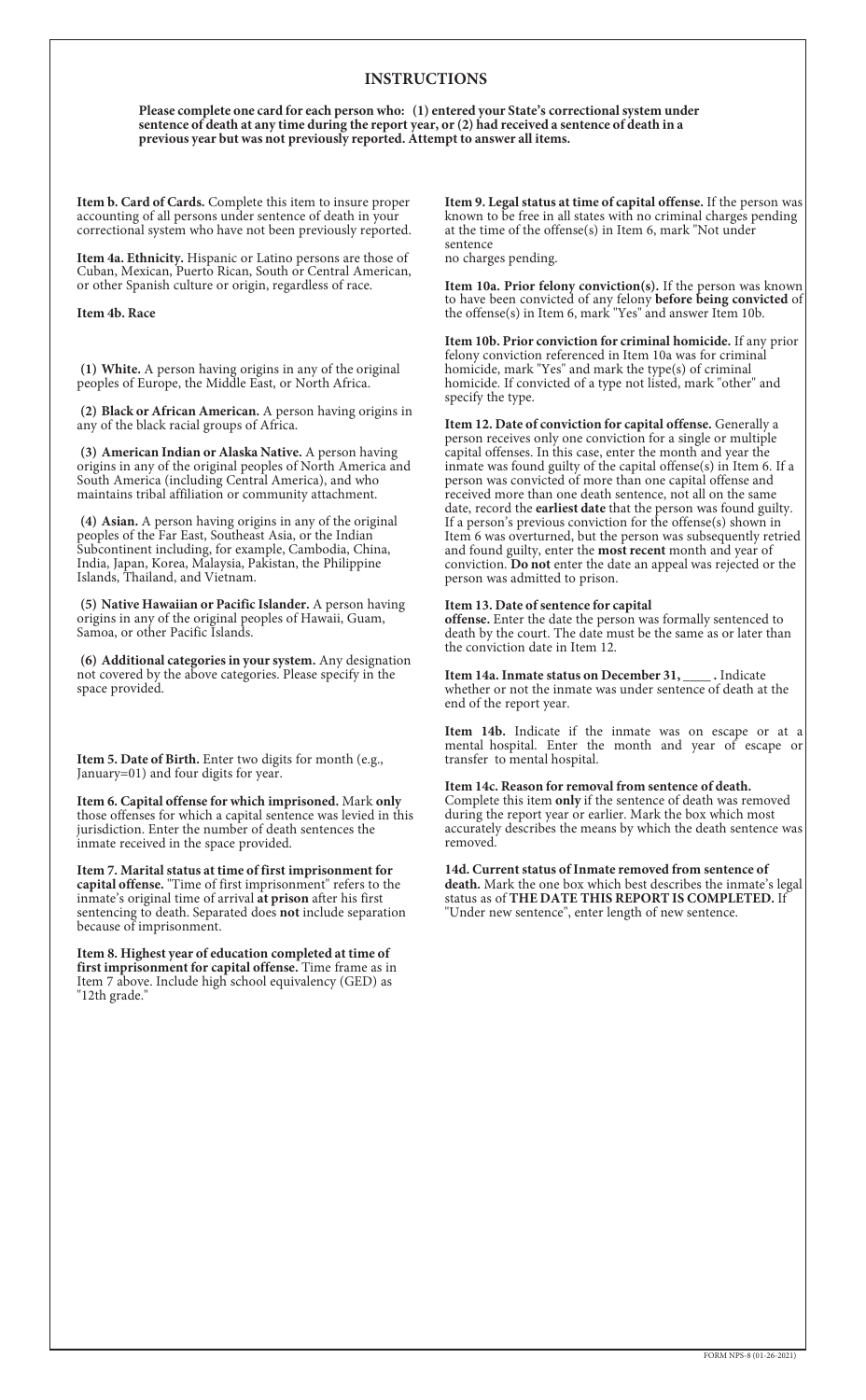# INSTRUCTIONS

**Please complete one card for each person who: (1) entered your State's correctional system under sentence of death at any time during the report year, or (2) had received a sentence of death in a previous year but was not previously reported. Attempt to answer all items.**

**Item b. Card of Cards.** Complete this item to insure proper accounting of all persons under sentence of death in your correctional system who have not been previously reported.

**Item 4a. Ethnicity.** Hispanic or Latino persons are those of Cuban, Mexican, Puerto Rican, South or Central American, or other Spanish culture or origin, regardless of race.

**Item 4b. Race**

**(1) White.** A person having origins in any of the original peoples of Europe, the Middle East, or North Africa.

**(2) Black or African American.** A person having origins in any of the black racial groups of Africa.

**(3) American Indian or Alaska Native.** A person having origins in any of the original peoples of North America and South America (including Central America), and who maintains tribal affiliation or community attachment.

**(4) Asian.** A person having origins in any of the original peoples of the Far East, Southeast Asia, or the Indian Subcontinent including, for example, Cambodia, China, India, Japan, Korea, Malaysia, Pakistan, the Philippine Islands, Thailand, and Vietnam.

**(5) Native Hawaiian or Pacific Islander.** A person having origins in any of the original peoples of Hawaii, Guam, Samoa, or other Pacific Islands.

**(6) Additional categories in your system.** Any designation not covered by the above categories. Please specify in the space provided.

**Item 5. Date of Birth.** Enter two digits for month (e.g., January=01) and four digits for year.

**Item 6. Capital offense for which imprisoned.** Mark **only** those offenses for which a capital sentence was levied in this jurisdiction. Enter the number of death sentences the inmate received in the space provided.

**Item 7. Marital status at time of first imprisonment for capital offense.** "Time of first imprisonment" refers to the inmate's original time of arrival **at prison** after his first sentencing to death. Separated does **not** include separation because of imprisonment.

**Item 8. Highest year of education completed at time of first imprisonment for capital offense.** Time frame as in Item 7 above. Include high school equivalency (GED) as "12th grade."

**Item 9. Legal status at time of capital offense.** If the person was known to be free in all states with no criminal charges pending at the time of the offense(s) in Item 6, mark "Not under sentence
no charges pending.

**Item 10a. Prior felony conviction(s).** If the person was known to have been convicted of any felony **before being convicted** of the offense(s) in Item 6, mark "Yes" and answer Item 10b.

**Item 10b. Prior conviction for criminal homicide.** If any prior felony conviction referenced in Item 10a was for criminal homicide, mark "Yes" and mark the type(s) of criminal homicide. If convicted of a type not listed, mark "other" and specify the type.

**Item 12. Date of conviction for capital offense.** Generally a person receives only one conviction for a single or multiple capital offenses. In this case, enter the month and year the inmate was found guilty of the capital offense(s) in Item 6. If a person was convicted of more than one capital offense and received more than one death sentence, not all on the same date, record the **earliest date** that the person was found guilty. If a person's previous conviction for the offense(s) shown in Item 6 was overturned, but the person was subsequently retried and found guilty, enter the **most recent** month and year of conviction. **Do not** enter the date an appeal was rejected or the person was admitted to prison.

**Item 13. Date of sentence for capital offense.** Enter the date the person was formally sentenced to death by the court. The date must be the same as or later than the conviction date in Item 12.

**Item 14a. Inmate status on December 31, \_\_\_\_ .** Indicate whether or not the inmate was under sentence of death at the end of the report year.

**Item 14b.** Indicate if the inmate was on escape or at a mental hospital. Enter the month and year of escape or transfer to mental hospital.

**Item 14c. Reason for removal from sentence of death.** Complete this item **only** if the sentence of death was removed during the report year or earlier. Mark the box which most accurately describes the means by which the death sentence was removed.

**14d. Current status of Inmate removed from sentence of death.** Mark the one box which best describes the inmate's legal status as of **THE DATE THIS REPORT IS COMPLETED.** If "Under new sentence", enter length of new sentence.

FORM NPS-8 (01-26-2021)